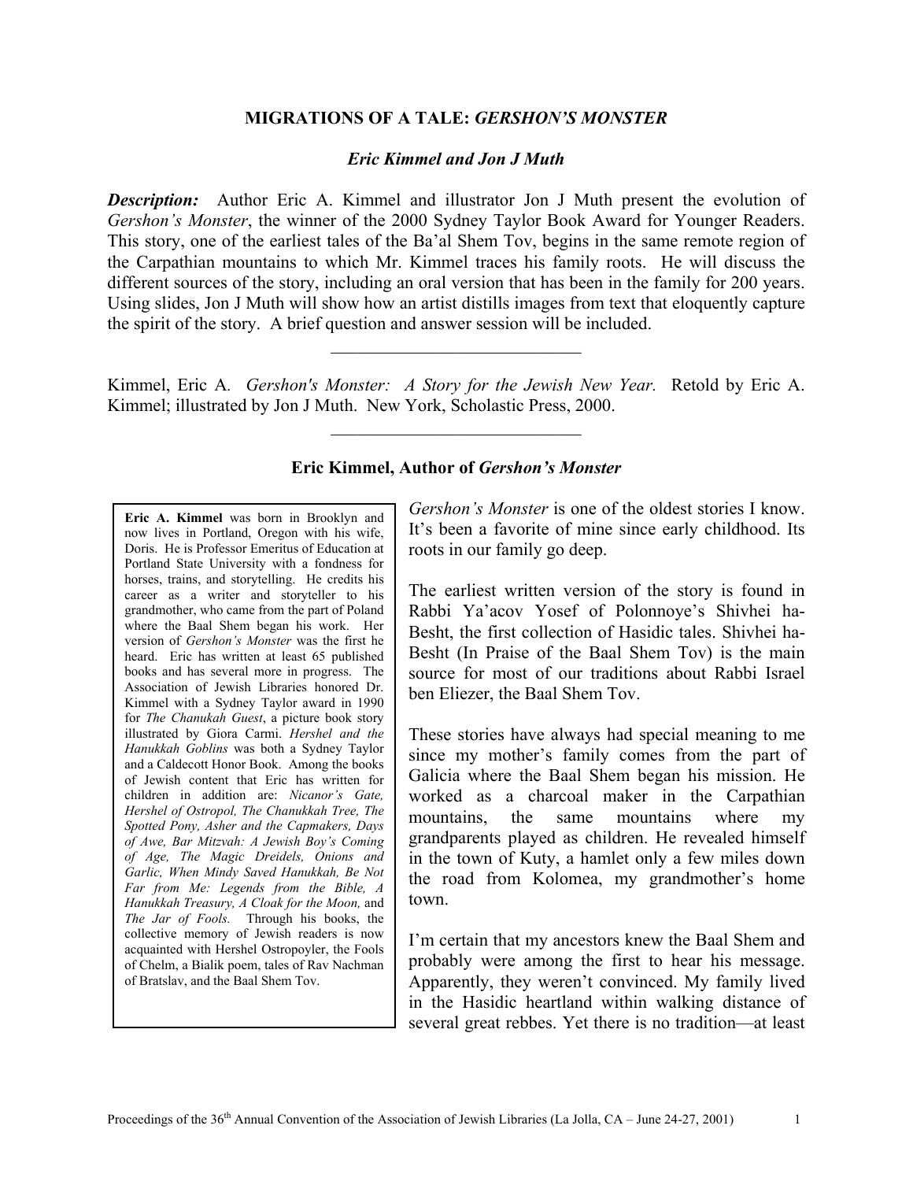# MIGRATIONS OF A TALE: *GERSHON'S MONSTER*

***Eric Kimmel and Jon J Muth***

***Description:*** Author Eric A. Kimmel and illustrator Jon J Muth present the evolution of *Gershon's Monster*, the winner of the 2000 Sydney Taylor Book Award for Younger Readers. This story, one of the earliest tales of the Ba'al Shem Tov, begins in the same remote region of the Carpathian mountains to which Mr. Kimmel traces his family roots. He will discuss the different sources of the story, including an oral version that has been in the family for 200 years. Using slides, Jon J Muth will show how an artist distills images from text that eloquently capture the spirit of the story. A brief question and answer session will be included.

---

Kimmel, Eric A. *Gershon's Monster: A Story for the Jewish New Year.* Retold by Eric A. Kimmel; illustrated by Jon J Muth. New York, Scholastic Press, 2000.

---

## Eric Kimmel, Author of *Gershon's Monster*

> **Eric A. Kimmel** was born in Brooklyn and now lives in Portland, Oregon with his wife, Doris. He is Professor Emeritus of Education at Portland State University with a fondness for horses, trains, and storytelling. He credits his career as a writer and storyteller to his grandmother, who came from the part of Poland where the Baal Shem began his work. Her version of *Gershon's Monster* was the first he heard. Eric has written at least 65 published books and has several more in progress. The Association of Jewish Libraries honored Dr. Kimmel with a Sydney Taylor award in 1990 for *The Chanukah Guest*, a picture book story illustrated by Giora Carmi. *Hershel and the Hanukkah Goblins* was both a Sydney Taylor and a Caldecott Honor Book. Among the books of Jewish content that Eric has written for children in addition are: *Nicanor's Gate, Hershel of Ostropol, The Chanukkah Tree, The Spotted Pony, Asher and the Capmakers, Days of Awe, Bar Mitzvah: A Jewish Boy's Coming of Age, The Magic Dreidels, Onions and Garlic, When Mindy Saved Hanukkah, Be Not Far from Me: Legends from the Bible, A Hanukkah Treasury, A Cloak for the Moon,* and *The Jar of Fools.* Through his books, the collective memory of Jewish readers is now acquainted with Hershel Ostropoyler, the Fools of Chelm, a Bialik poem, tales of Rav Nachman of Bratslav, and the Baal Shem Tov.

*Gershon's Monster* is one of the oldest stories I know. It's been a favorite of mine since early childhood. Its roots in our family go deep.

The earliest written version of the story is found in Rabbi Ya'acov Yosef of Polonnoye's Shivhei ha-Besht, the first collection of Hasidic tales. Shivhei ha-Besht (In Praise of the Baal Shem Tov) is the main source for most of our traditions about Rabbi Israel ben Eliezer, the Baal Shem Tov.

These stories have always had special meaning to me since my mother's family comes from the part of Galicia where the Baal Shem began his mission. He worked as a charcoal maker in the Carpathian mountains, the same mountains where my grandparents played as children. He revealed himself in the town of Kuty, a hamlet only a few miles down the road from Kolomea, my grandmother's home town.

I'm certain that my ancestors knew the Baal Shem and probably were among the first to hear his message. Apparently, they weren't convinced. My family lived in the Hasidic heartland within walking distance of several great rebbes. Yet there is no tradition—at least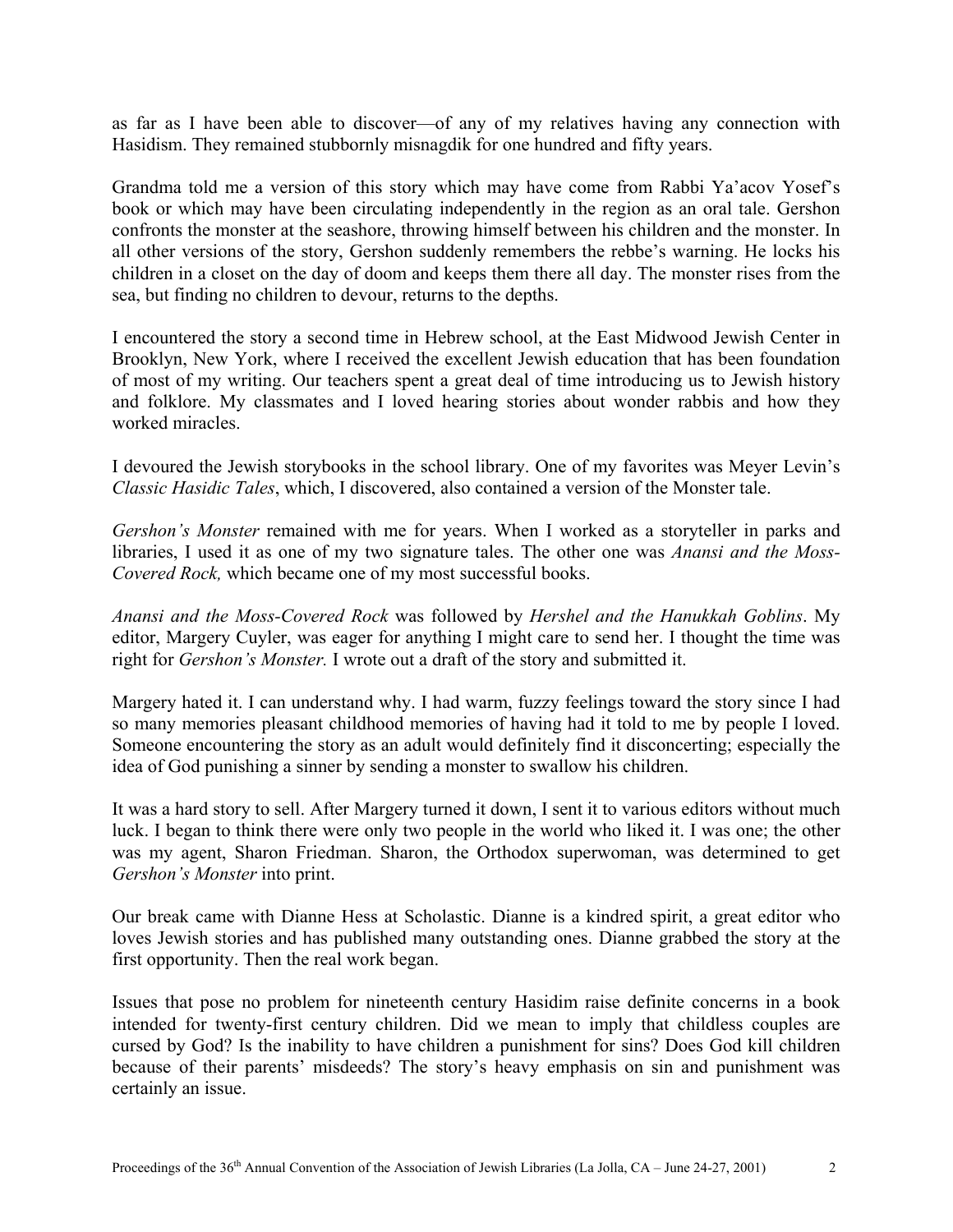as far as I have been able to discover—of any of my relatives having any connection with Hasidism. They remained stubbornly misnagdik for one hundred and fifty years.

Grandma told me a version of this story which may have come from Rabbi Ya'acov Yosef's book or which may have been circulating independently in the region as an oral tale. Gershon confronts the monster at the seashore, throwing himself between his children and the monster. In all other versions of the story, Gershon suddenly remembers the rebbe's warning. He locks his children in a closet on the day of doom and keeps them there all day. The monster rises from the sea, but finding no children to devour, returns to the depths.

I encountered the story a second time in Hebrew school, at the East Midwood Jewish Center in Brooklyn, New York, where I received the excellent Jewish education that has been foundation of most of my writing. Our teachers spent a great deal of time introducing us to Jewish history and folklore. My classmates and I loved hearing stories about wonder rabbis and how they worked miracles.

I devoured the Jewish storybooks in the school library. One of my favorites was Meyer Levin's *Classic Hasidic Tales*, which, I discovered, also contained a version of the Monster tale.

*Gershon's Monster* remained with me for years. When I worked as a storyteller in parks and libraries, I used it as one of my two signature tales. The other one was *Anansi and the Moss-Covered Rock,* which became one of my most successful books.

*Anansi and the Moss-Covered Rock* was followed by *Hershel and the Hanukkah Goblins*. My editor, Margery Cuyler, was eager for anything I might care to send her. I thought the time was right for *Gershon's Monster.* I wrote out a draft of the story and submitted it.

Margery hated it. I can understand why. I had warm, fuzzy feelings toward the story since I had so many memories pleasant childhood memories of having had it told to me by people I loved. Someone encountering the story as an adult would definitely find it disconcerting; especially the idea of God punishing a sinner by sending a monster to swallow his children.

It was a hard story to sell. After Margery turned it down, I sent it to various editors without much luck. I began to think there were only two people in the world who liked it. I was one; the other was my agent, Sharon Friedman. Sharon, the Orthodox superwoman, was determined to get *Gershon's Monster* into print.

Our break came with Dianne Hess at Scholastic. Dianne is a kindred spirit, a great editor who loves Jewish stories and has published many outstanding ones. Dianne grabbed the story at the first opportunity. Then the real work began.

Issues that pose no problem for nineteenth century Hasidim raise definite concerns in a book intended for twenty-first century children. Did we mean to imply that childless couples are cursed by God? Is the inability to have children a punishment for sins? Does God kill children because of their parents' misdeeds? The story's heavy emphasis on sin and punishment was certainly an issue.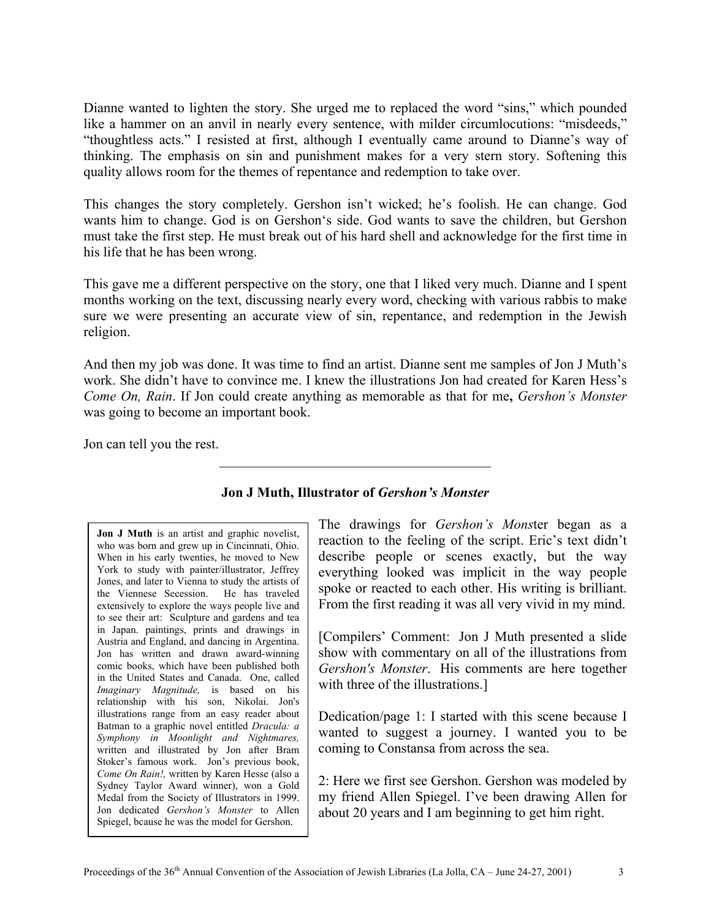Dianne wanted to lighten the story. She urged me to replaced the word "sins," which pounded like a hammer on an anvil in nearly every sentence, with milder circumlocutions: "misdeeds," "thoughtless acts." I resisted at first, although I eventually came around to Dianne's way of thinking. The emphasis on sin and punishment makes for a very stern story. Softening this quality allows room for the themes of repentance and redemption to take over.

This changes the story completely. Gershon isn't wicked; he's foolish. He can change. God wants him to change. God is on Gershon's side. God wants to save the children, but Gershon must take the first step. He must break out of his hard shell and acknowledge for the first time in his life that he has been wrong.

This gave me a different perspective on the story, one that I liked very much. Dianne and I spent months working on the text, discussing nearly every word, checking with various rabbis to make sure we were presenting an accurate view of sin, repentance, and redemption in the Jewish religion.

And then my job was done. It was time to find an artist. Dianne sent me samples of Jon J Muth's work. She didn't have to convince me. I knew the illustrations Jon had created for Karen Hess's *Come On, Rain*. If Jon could create anything as memorable as that for me**,** *Gershon's Monster* was going to become an important book.

Jon can tell you the rest.

---

**Jon J Muth, Illustrator of *Gershon's Monster***

**Jon J Muth** is an artist and graphic novelist, who was born and grew up in Cincinnati, Ohio. When in his early twenties, he moved to New York to study with painter/illustrator, Jeffrey Jones, and later to Vienna to study the artists of the Viennese Secession. He has traveled extensively to explore the ways people live and to see their art: Sculpture and gardens and tea in Japan. paintings, prints and drawings in Austria and England, and dancing in Argentina. Jon has written and drawn award-winning comic books, which have been published both in the United States and Canada. One, called *Imaginary Magnitude,* is based on his relationship with his son, Nikolai. Jon's illustrations range from an easy reader about Batman to a graphic novel entitled *Dracula: a Symphony in Moonlight and Nightmares,* written and illustrated by Jon after Bram Stoker's famous work. Jon's previous book, *Come On Rain!,* written by Karen Hesse (also a Sydney Taylor Award winner), won a Gold Medal from the Society of Illustrators in 1999. Jon dedicated *Gershon's Monster* to Allen Spiegel, bcause he was the model for Gershon.

The drawings for *Gershon's Mons*ter began as a reaction to the feeling of the script. Eric's text didn't describe people or scenes exactly, but the way everything looked was implicit in the way people spoke or reacted to each other. His writing is brilliant. From the first reading it was all very vivid in my mind.

[Compilers' Comment: Jon J Muth presented a slide show with commentary on all of the illustrations from *Gershon's Monster*. His comments are here together with three of the illustrations.]

Dedication/page 1: I started with this scene because I wanted to suggest a journey. I wanted you to be coming to Constansa from across the sea.

2: Here we first see Gershon. Gershon was modeled by my friend Allen Spiegel. I've been drawing Allen for about 20 years and I am beginning to get him right.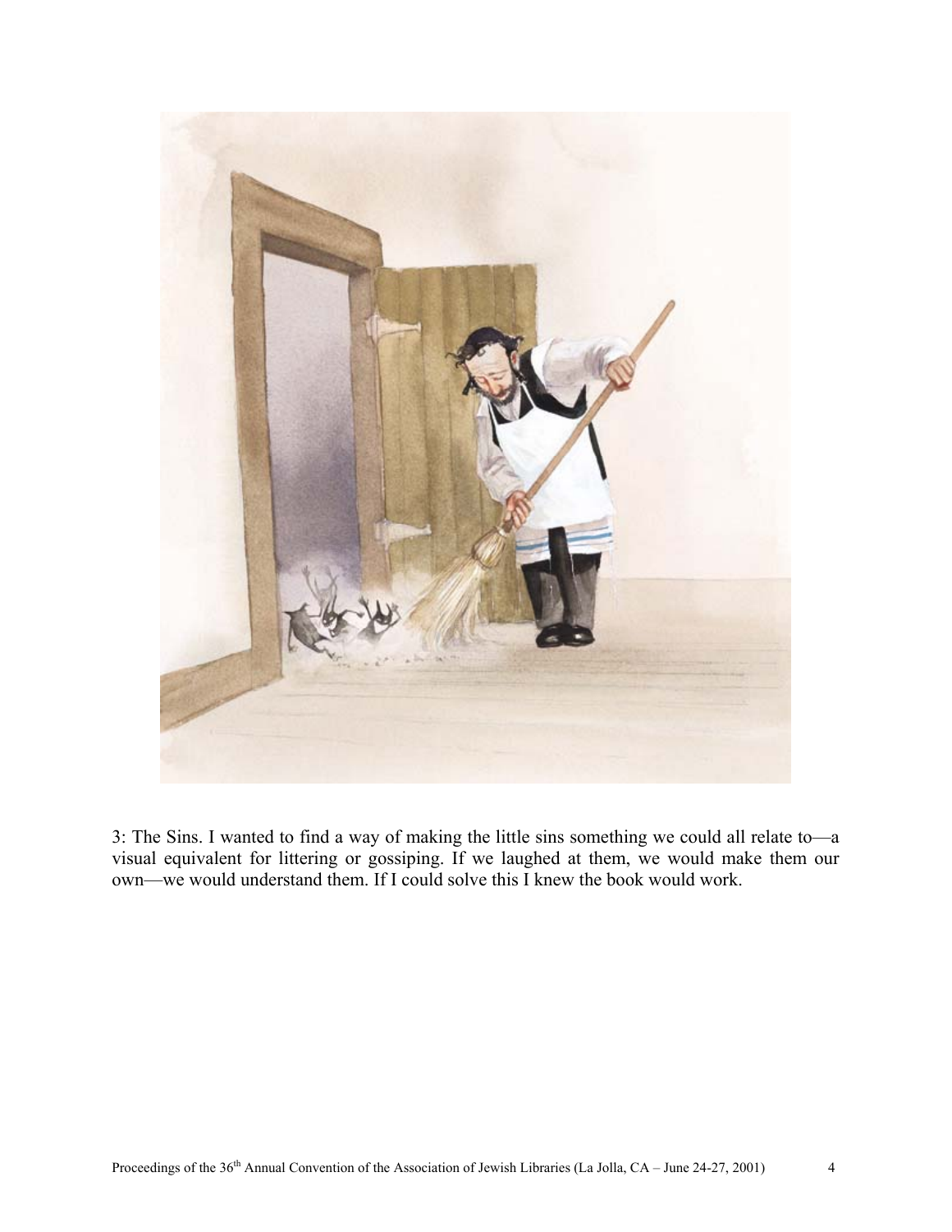3: The Sins. I wanted to find a way of making the little sins something we could all relate to—a visual equivalent for littering or gossiping. If we laughed at them, we would make them our own—we would understand them. If I could solve this I knew the book would work.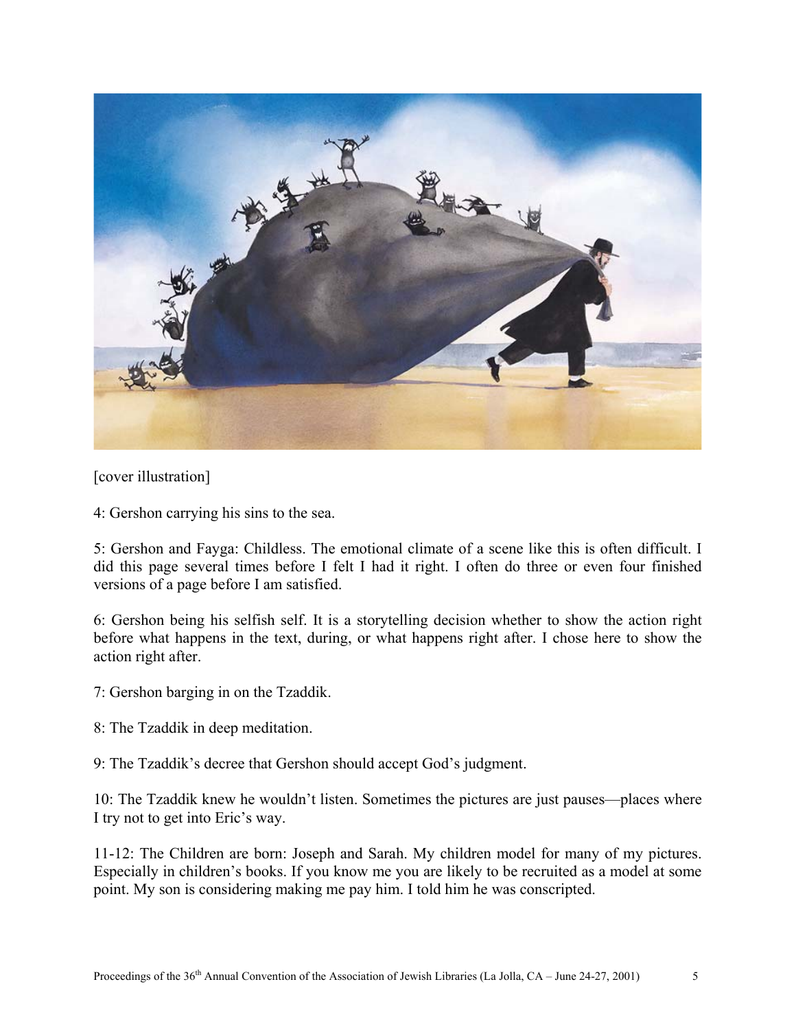[cover illustration]

4: Gershon carrying his sins to the sea.

5: Gershon and Fayga: Childless. The emotional climate of a scene like this is often difficult. I did this page several times before I felt I had it right. I often do three or even four finished versions of a page before I am satisfied.

6: Gershon being his selfish self. It is a storytelling decision whether to show the action right before what happens in the text, during, or what happens right after. I chose here to show the action right after.

7: Gershon barging in on the Tzaddik.

8: The Tzaddik in deep meditation.

9: The Tzaddik's decree that Gershon should accept God's judgment.

10: The Tzaddik knew he wouldn't listen. Sometimes the pictures are just pauses—places where I try not to get into Eric's way.

11-12: The Children are born: Joseph and Sarah. My children model for many of my pictures. Especially in children's books. If you know me you are likely to be recruited as a model at some point. My son is considering making me pay him. I told him he was conscripted.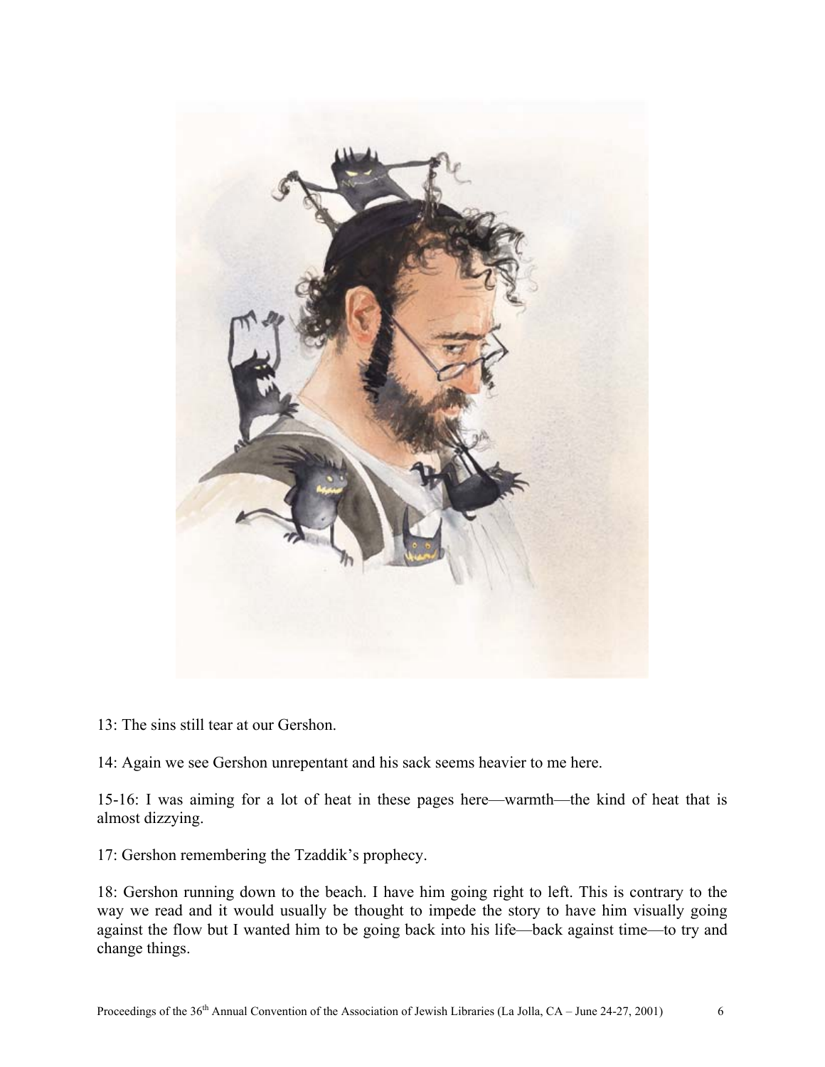13: The sins still tear at our Gershon.

14: Again we see Gershon unrepentant and his sack seems heavier to me here.

15-16: I was aiming for a lot of heat in these pages here—warmth—the kind of heat that is almost dizzying.

17: Gershon remembering the Tzaddik's prophecy.

18: Gershon running down to the beach. I have him going right to left. This is contrary to the way we read and it would usually be thought to impede the story to have him visually going against the flow but I wanted him to be going back into his life—back against time—to try and change things.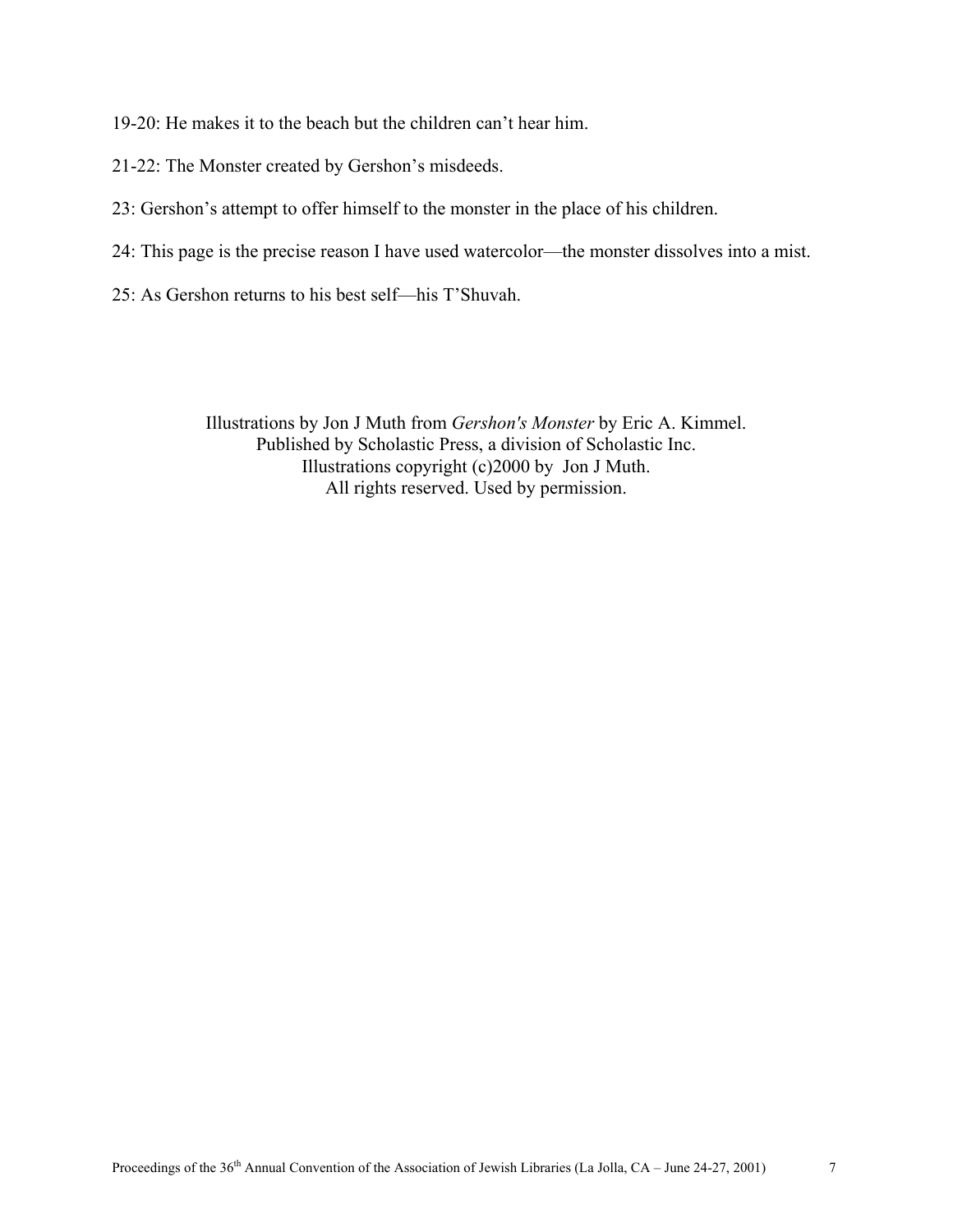19-20: He makes it to the beach but the children can't hear him.

21-22: The Monster created by Gershon's misdeeds.

23: Gershon's attempt to offer himself to the monster in the place of his children.

24: This page is the precise reason I have used watercolor—the monster dissolves into a mist.

25: As Gershon returns to his best self—his T'Shuvah.

Illustrations by Jon J Muth from *Gershon's Monster* by Eric A. Kimmel.
Published by Scholastic Press, a division of Scholastic Inc.
Illustrations copyright (c)2000 by Jon J Muth.
All rights reserved. Used by permission.